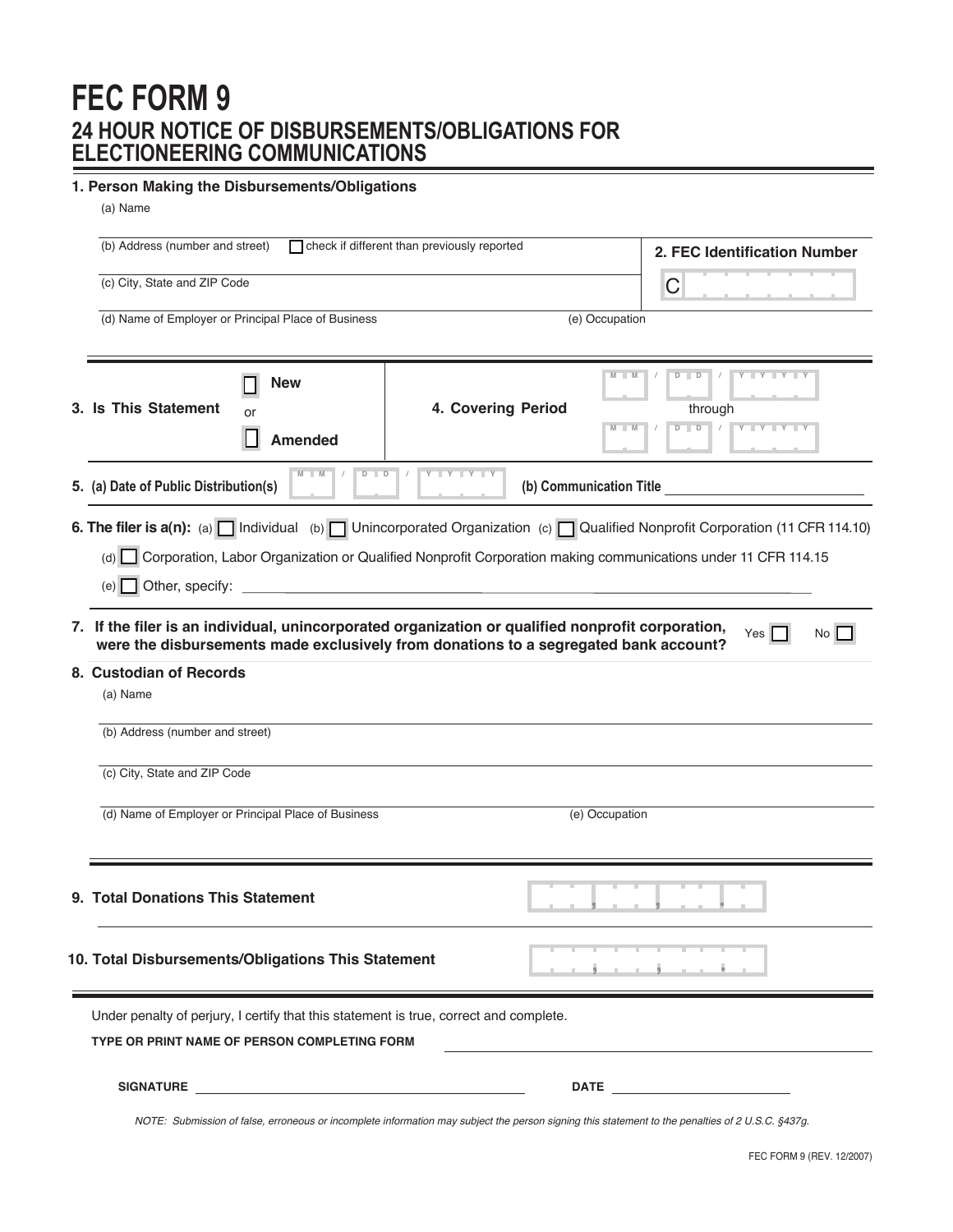# FEC FORM 9

## 24 HOUR NOTICE OF DISBURSEMENTS/OBLIGATIONS FOR ELECTIONEERING COMMUNICATIONS

**1. Person Making the Disbursements/Obligations**

(a) Name

(b) Address (number and street) ☐ check if different than previously reported

(c) City, State and ZIP Code

(d) Name of Employer or Principal Place of Business

(e) Occupation

**2. FEC Identification Number**

C

**3. Is This Statement** ☐ **New** or ☐ **Amended**

**4. Covering Period** MM / DD / YYYY through MM / DD / YYYY

**5. (a) Date of Public Distribution(s)** MM / DD / YYYY **(b) Communication Title** ____________

**6. The filer is a(n):** (a) ☐ Individual (b) ☐ Unincorporated Organization (c) ☐ Qualified Nonprofit Corporation (11 CFR 114.10)

(d) ☐ Corporation, Labor Organization or Qualified Nonprofit Corporation making communications under 11 CFR 114.15

(e) ☐ Other, specify: ____________

**7. If the filer is an individual, unincorporated organization or qualified nonprofit corporation, were the disbursements made exclusively from donations to a segregated bank account?** Yes ☐ No ☐

**8. Custodian of Records**

(a) Name

(b) Address (number and street)

(c) City, State and ZIP Code

(d) Name of Employer or Principal Place of Business

(e) Occupation

**9. Total Donations This Statement**

**10. Total Disbursements/Obligations This Statement**

Under penalty of perjury, I certify that this statement is true, correct and complete.

**TYPE OR PRINT NAME OF PERSON COMPLETING FORM** ____________

**SIGNATURE** ____________ **DATE** ____________

*NOTE: Submission of false, erroneous or incomplete information may subject the person signing this statement to the penalties of 2 U.S.C. §437g.*

FEC FORM 9 (REV. 12/2007)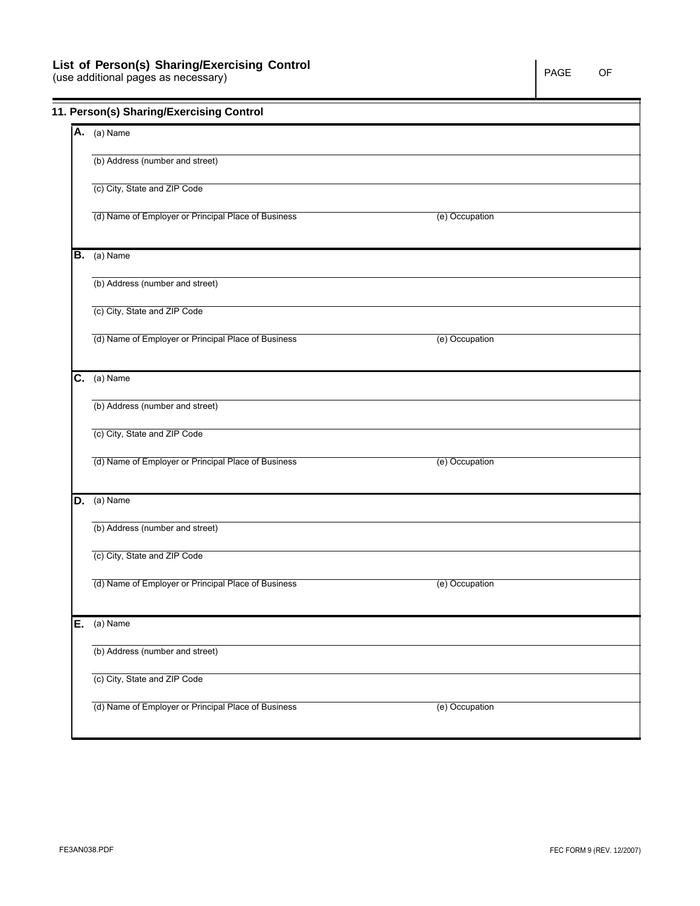## List of Person(s) Sharing/Exercising Control

(use additional pages as necessary)

PAGE OF

### 11. Person(s) Sharing/Exercising Control

**A.** (a) Name

(b) Address (number and street)

(c) City, State and ZIP Code

(d) Name of Employer or Principal Place of Business

(e) Occupation

**B.** (a) Name

(b) Address (number and street)

(c) City, State and ZIP Code

(d) Name of Employer or Principal Place of Business

(e) Occupation

**C.** (a) Name

(b) Address (number and street)

(c) City, State and ZIP Code

(d) Name of Employer or Principal Place of Business

(e) Occupation

**D.** (a) Name

(b) Address (number and street)

(c) City, State and ZIP Code

(d) Name of Employer or Principal Place of Business

(e) Occupation

**E.** (a) Name

(b) Address (number and street)

(c) City, State and ZIP Code

(d) Name of Employer or Principal Place of Business

(e) Occupation

FE3AN038.PDF

FEC FORM 9 (REV. 12/2007)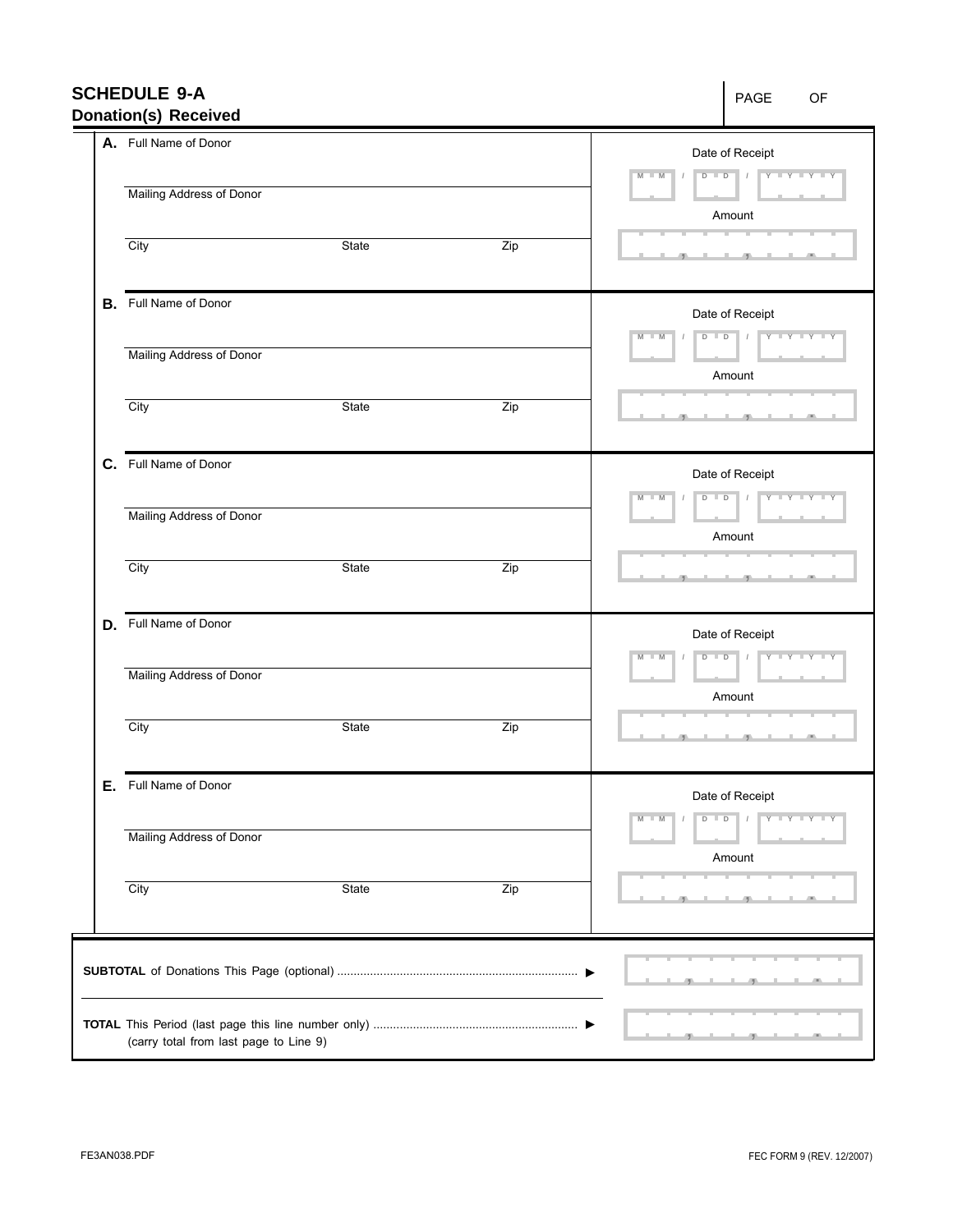## SCHEDULE 9-A
## Donation(s) Received

PAGE OF

| | Donor Information | | | Receipt Information |
|---|---|---|---|---|
| **A.** | Full Name of Donor | | | Date of Receipt<br>M M / D D / Y Y Y Y |
| | Mailing Address of Donor | | | Amount |
| | City | State | Zip | , , . |
| **B.** | Full Name of Donor | | | Date of Receipt<br>M M / D D / Y Y Y Y |
| | Mailing Address of Donor | | | Amount |
| | City | State | Zip | , , . |
| **C.** | Full Name of Donor | | | Date of Receipt<br>M M / D D / Y Y Y Y |
| | Mailing Address of Donor | | | Amount |
| | City | State | Zip | , , . |
| **D.** | Full Name of Donor | | | Date of Receipt<br>M M / D D / Y Y Y Y |
| | Mailing Address of Donor | | | Amount |
| | City | State | Zip | , , . |
| **E.** | Full Name of Donor | | | Date of Receipt<br>M M / D D / Y Y Y Y |
| | Mailing Address of Donor | | | Amount |
| | City | State | Zip | , , . |

**SUBTOTAL** of Donations This Page (optional) ........................................................................ ▶ , , .

**TOTAL** This Period (last page this line number only) ............................................................. ▶ , , .
(carry total from last page to Line 9)

FE3AN038.PDF

FEC FORM 9 (REV. 12/2007)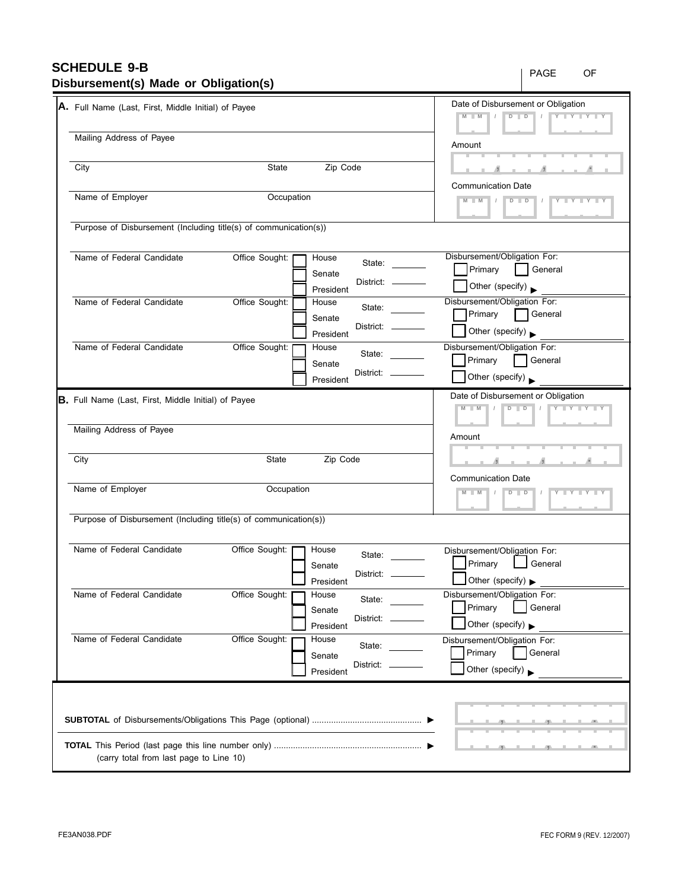# SCHEDULE 9-B

## Disbursement(s) Made or Obligation(s)

PAGE OF

**A.** Full Name (Last, First, Middle Initial) of Payee

Date of Disbursement or Obligation

M M / D D / Y Y Y Y

Mailing Address of Payee

Amount

City | State | Zip Code

Communication Date

M M / D D / Y Y Y Y

Name of Employer | Occupation

Purpose of Disbursement (Including title(s) of communication(s))

Name of Federal Candidate | Office Sought: ☐ House ☐ Senate ☐ President | State: ______ District: ______

Disbursement/Obligation For: ☐ Primary ☐ General ☐ Other (specify) ▶ ______

Name of Federal Candidate | Office Sought: ☐ House ☐ Senate ☐ President | State: ______ District: ______

Disbursement/Obligation For: ☐ Primary ☐ General ☐ Other (specify) ▶ ______

Name of Federal Candidate | Office Sought: ☐ House ☐ Senate ☐ President | State: ______ District: ______

Disbursement/Obligation For: ☐ Primary ☐ General ☐ Other (specify) ▶ ______

**B.** Full Name (Last, First, Middle Initial) of Payee

Date of Disbursement or Obligation

M M / D D / Y Y Y Y

Mailing Address of Payee

Amount

City | State | Zip Code

Communication Date

M M / D D / Y Y Y Y

Name of Employer | Occupation

Purpose of Disbursement (Including title(s) of communication(s))

Name of Federal Candidate | Office Sought: ☐ House ☐ Senate ☐ President | State: ______ District: ______

Disbursement/Obligation For: ☐ Primary ☐ General ☐ Other (specify) ▶ ______

Name of Federal Candidate | Office Sought: ☐ House ☐ Senate ☐ President | State: ______ District: ______

Disbursement/Obligation For: ☐ Primary ☐ General ☐ Other (specify) ▶ ______

Name of Federal Candidate | Office Sought: ☐ House ☐ Senate ☐ President | State: ______ District: ______

Disbursement/Obligation For: ☐ Primary ☐ General ☐ Other (specify) ▶ ______

**SUBTOTAL** of Disbursements/Obligations This Page (optional) ............................................ ▶

**TOTAL** This Period (last page this line number only) ............................................................ ▶
(carry total from last page to Line 10)

FE3AN038.PDF

FEC FORM 9 (REV. 12/2007)